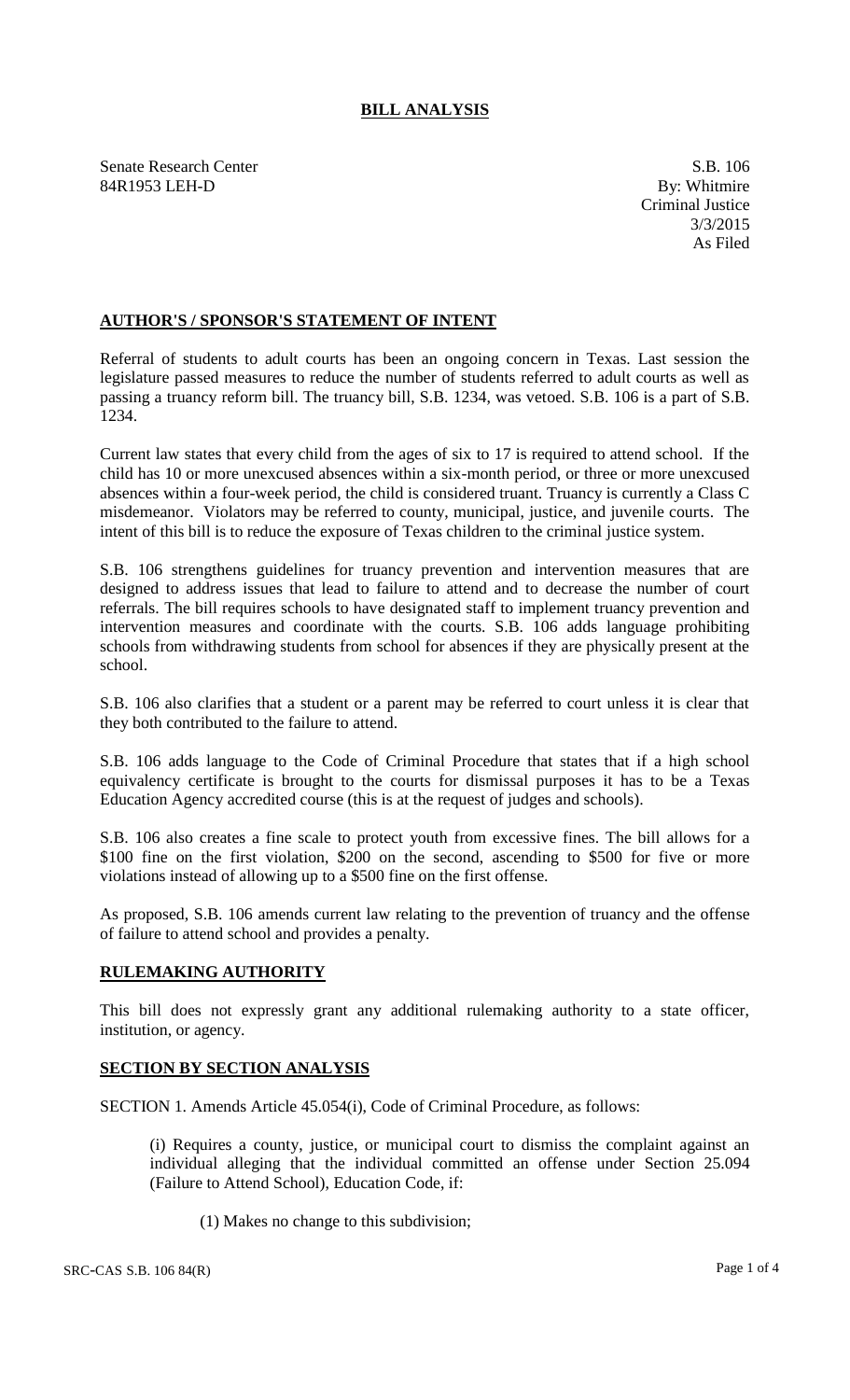# BILL ANALYSIS

Senate Research Center
84R1953 LEH-D

S.B. 106
By: Whitmire
Criminal Justice
3/3/2015
As Filed

## AUTHOR'S / SPONSOR'S STATEMENT OF INTENT

Referral of students to adult courts has been an ongoing concern in Texas. Last session the legislature passed measures to reduce the number of students referred to adult courts as well as passing a truancy reform bill. The truancy bill, S.B. 1234, was vetoed. S.B. 106 is a part of S.B. 1234.

Current law states that every child from the ages of six to 17 is required to attend school. If the child has 10 or more unexcused absences within a six-month period, or three or more unexcused absences within a four-week period, the child is considered truant. Truancy is currently a Class C misdemeanor. Violators may be referred to county, municipal, justice, and juvenile courts. The intent of this bill is to reduce the exposure of Texas children to the criminal justice system.

S.B. 106 strengthens guidelines for truancy prevention and intervention measures that are designed to address issues that lead to failure to attend and to decrease the number of court referrals. The bill requires schools to have designated staff to implement truancy prevention and intervention measures and coordinate with the courts. S.B. 106 adds language prohibiting schools from withdrawing students from school for absences if they are physically present at the school.

S.B. 106 also clarifies that a student or a parent may be referred to court unless it is clear that they both contributed to the failure to attend.

S.B. 106 adds language to the Code of Criminal Procedure that states that if a high school equivalency certificate is brought to the courts for dismissal purposes it has to be a Texas Education Agency accredited course (this is at the request of judges and schools).

S.B. 106 also creates a fine scale to protect youth from excessive fines. The bill allows for a \$100 fine on the first violation, \$200 on the second, ascending to \$500 for five or more violations instead of allowing up to a \$500 fine on the first offense.

As proposed, S.B. 106 amends current law relating to the prevention of truancy and the offense of failure to attend school and provides a penalty.

## RULEMAKING AUTHORITY

This bill does not expressly grant any additional rulemaking authority to a state officer, institution, or agency.

## SECTION BY SECTION ANALYSIS

SECTION 1. Amends Article 45.054(i), Code of Criminal Procedure, as follows:

(i) Requires a county, justice, or municipal court to dismiss the complaint against an individual alleging that the individual committed an offense under Section 25.094 (Failure to Attend School), Education Code, if:

(1) Makes no change to this subdivision;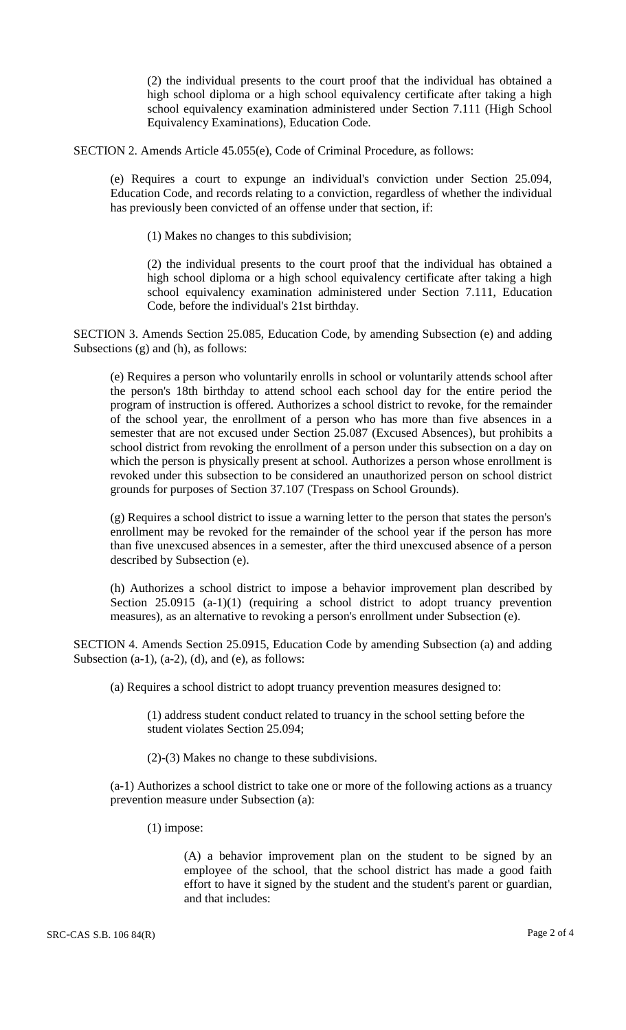(2) the individual presents to the court proof that the individual has obtained a high school diploma or a high school equivalency certificate after taking a high school equivalency examination administered under Section 7.111 (High School Equivalency Examinations), Education Code.

SECTION 2. Amends Article 45.055(e), Code of Criminal Procedure, as follows:

(e) Requires a court to expunge an individual's conviction under Section 25.094, Education Code, and records relating to a conviction, regardless of whether the individual has previously been convicted of an offense under that section, if:

(1) Makes no changes to this subdivision;

(2) the individual presents to the court proof that the individual has obtained a high school diploma or a high school equivalency certificate after taking a high school equivalency examination administered under Section 7.111, Education Code, before the individual's 21st birthday.

SECTION 3. Amends Section 25.085, Education Code, by amending Subsection (e) and adding Subsections (g) and (h), as follows:

(e) Requires a person who voluntarily enrolls in school or voluntarily attends school after the person's 18th birthday to attend school each school day for the entire period the program of instruction is offered. Authorizes a school district to revoke, for the remainder of the school year, the enrollment of a person who has more than five absences in a semester that are not excused under Section 25.087 (Excused Absences), but prohibits a school district from revoking the enrollment of a person under this subsection on a day on which the person is physically present at school. Authorizes a person whose enrollment is revoked under this subsection to be considered an unauthorized person on school district grounds for purposes of Section 37.107 (Trespass on School Grounds).

(g) Requires a school district to issue a warning letter to the person that states the person's enrollment may be revoked for the remainder of the school year if the person has more than five unexcused absences in a semester, after the third unexcused absence of a person described by Subsection (e).

(h) Authorizes a school district to impose a behavior improvement plan described by Section 25.0915 (a-1)(1) (requiring a school district to adopt truancy prevention measures), as an alternative to revoking a person's enrollment under Subsection (e).

SECTION 4. Amends Section 25.0915, Education Code by amending Subsection (a) and adding Subsection (a-1), (a-2), (d), and (e), as follows:

(a) Requires a school district to adopt truancy prevention measures designed to:

(1) address student conduct related to truancy in the school setting before the student violates Section 25.094;

(2)-(3) Makes no change to these subdivisions.

(a-1) Authorizes a school district to take one or more of the following actions as a truancy prevention measure under Subsection (a):

(1) impose:

(A) a behavior improvement plan on the student to be signed by an employee of the school, that the school district has made a good faith effort to have it signed by the student and the student's parent or guardian, and that includes: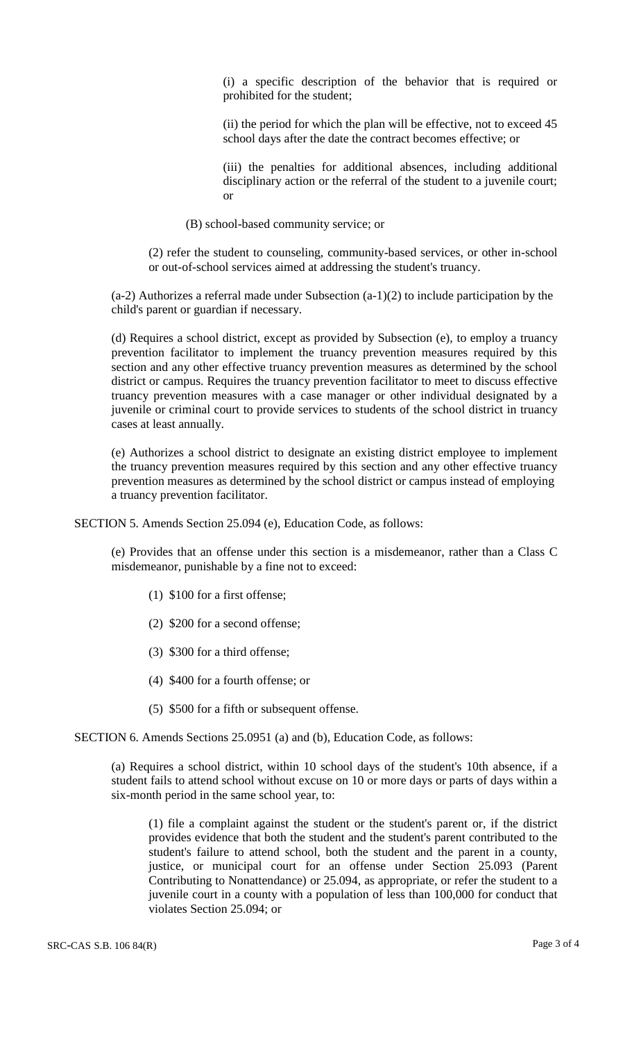(i) a specific description of the behavior that is required or prohibited for the student;

(ii) the period for which the plan will be effective, not to exceed 45 school days after the date the contract becomes effective; or

(iii) the penalties for additional absences, including additional disciplinary action or the referral of the student to a juvenile court; or

(B) school-based community service; or

(2) refer the student to counseling, community-based services, or other in-school or out-of-school services aimed at addressing the student's truancy.

(a-2) Authorizes a referral made under Subsection (a-1)(2) to include participation by the child's parent or guardian if necessary.

(d) Requires a school district, except as provided by Subsection (e), to employ a truancy prevention facilitator to implement the truancy prevention measures required by this section and any other effective truancy prevention measures as determined by the school district or campus. Requires the truancy prevention facilitator to meet to discuss effective truancy prevention measures with a case manager or other individual designated by a juvenile or criminal court to provide services to students of the school district in truancy cases at least annually.

(e) Authorizes a school district to designate an existing district employee to implement the truancy prevention measures required by this section and any other effective truancy prevention measures as determined by the school district or campus instead of employing a truancy prevention facilitator.

SECTION 5. Amends Section 25.094 (e), Education Code, as follows:

(e) Provides that an offense under this section is a misdemeanor, rather than a Class C misdemeanor, punishable by a fine not to exceed:

(1) $100 for a first offense;

(2) $200 for a second offense;

(3) $300 for a third offense;

(4) $400 for a fourth offense; or

(5) $500 for a fifth or subsequent offense.

SECTION 6. Amends Sections 25.0951 (a) and (b), Education Code, as follows:

(a) Requires a school district, within 10 school days of the student's 10th absence, if a student fails to attend school without excuse on 10 or more days or parts of days within a six-month period in the same school year, to:

(1) file a complaint against the student or the student's parent or, if the district provides evidence that both the student and the student's parent contributed to the student's failure to attend school, both the student and the parent in a county, justice, or municipal court for an offense under Section 25.093 (Parent Contributing to Nonattendance) or 25.094, as appropriate, or refer the student to a juvenile court in a county with a population of less than 100,000 for conduct that violates Section 25.094; or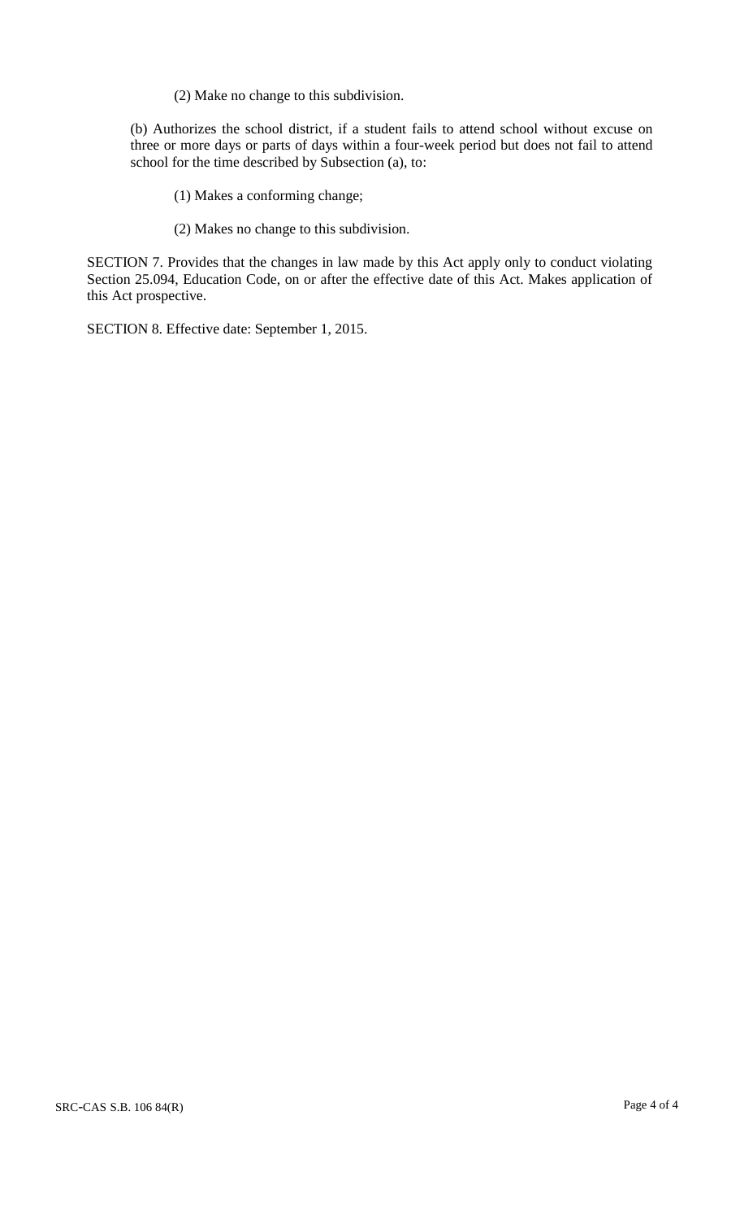(2) Make no change to this subdivision.

(b) Authorizes the school district, if a student fails to attend school without excuse on three or more days or parts of days within a four-week period but does not fail to attend school for the time described by Subsection (a), to:

(1) Makes a conforming change;

(2) Makes no change to this subdivision.

SECTION 7. Provides that the changes in law made by this Act apply only to conduct violating Section 25.094, Education Code, on or after the effective date of this Act. Makes application of this Act prospective.

SECTION 8. Effective date: September 1, 2015.